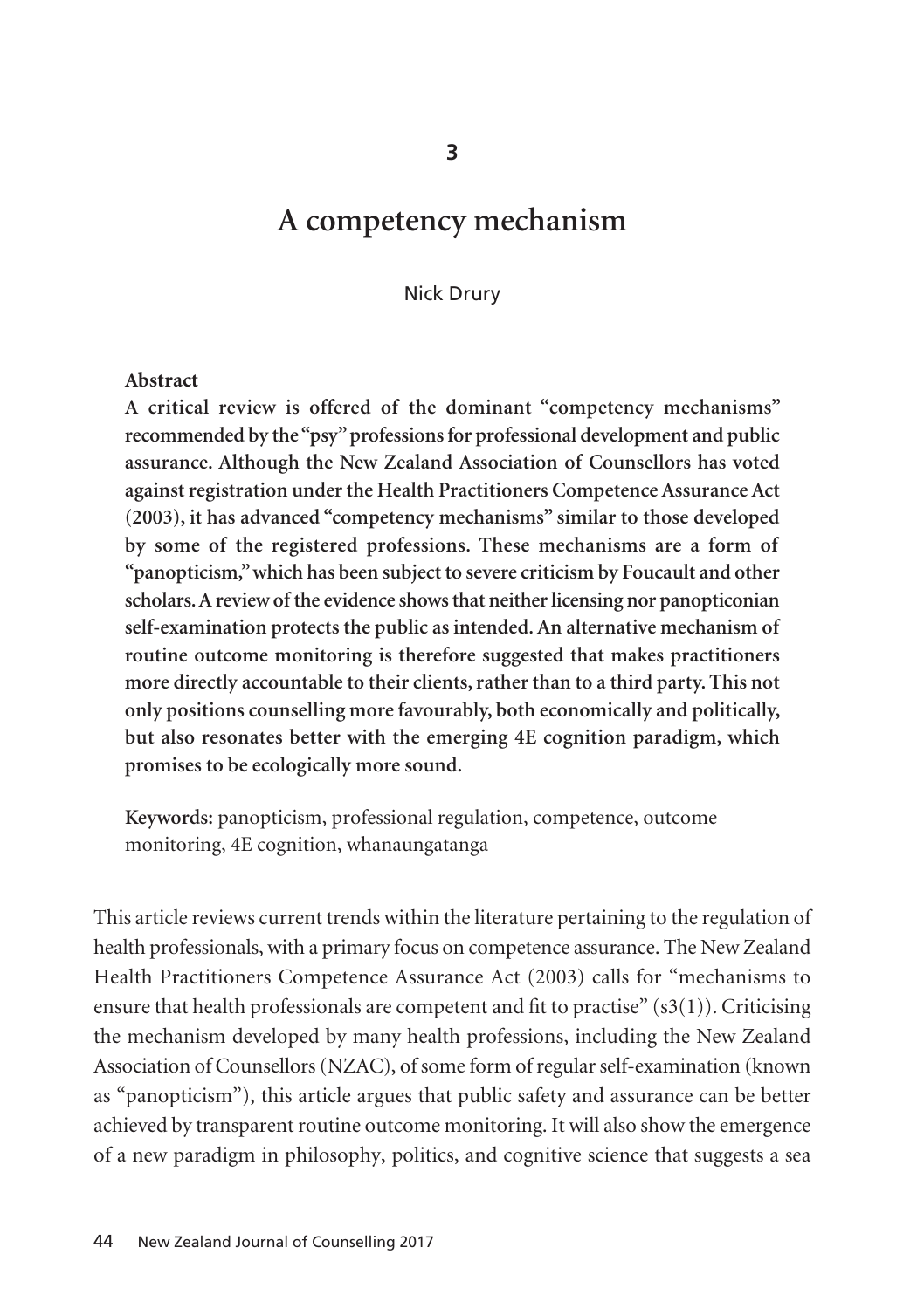# 3

# A competency mechanism

Nick Drury

**Abstract**

**A critical review is offered of the dominant "competency mechanisms" recommended by the "psy" professions for professional development and public assurance. Although the New Zealand Association of Counsellors has voted against registration under the Health Practitioners Competence Assurance Act (2003), it has advanced "competency mechanisms" similar to those developed by some of the registered professions. These mechanisms are a form of "panopticism," which has been subject to severe criticism by Foucault and other scholars. A review of the evidence shows that neither licensing nor panopticonian self-examination protects the public as intended. An alternative mechanism of routine outcome monitoring is therefore suggested that makes practitioners more directly accountable to their clients, rather than to a third party. This not only positions counselling more favourably, both economically and politically, but also resonates better with the emerging 4E cognition paradigm, which promises to be ecologically more sound.**

**Keywords:** panopticism, professional regulation, competence, outcome monitoring, 4E cognition, whanaungatanga

This article reviews current trends within the literature pertaining to the regulation of health professionals, with a primary focus on competence assurance. The New Zealand Health Practitioners Competence Assurance Act (2003) calls for "mechanisms to ensure that health professionals are competent and fit to practise" (s3(1)). Criticising the mechanism developed by many health professions, including the New Zealand Association of Counsellors (NZAC), of some form of regular self-examination (known as "panopticism"), this article argues that public safety and assurance can be better achieved by transparent routine outcome monitoring. It will also show the emergence of a new paradigm in philosophy, politics, and cognitive science that suggests a sea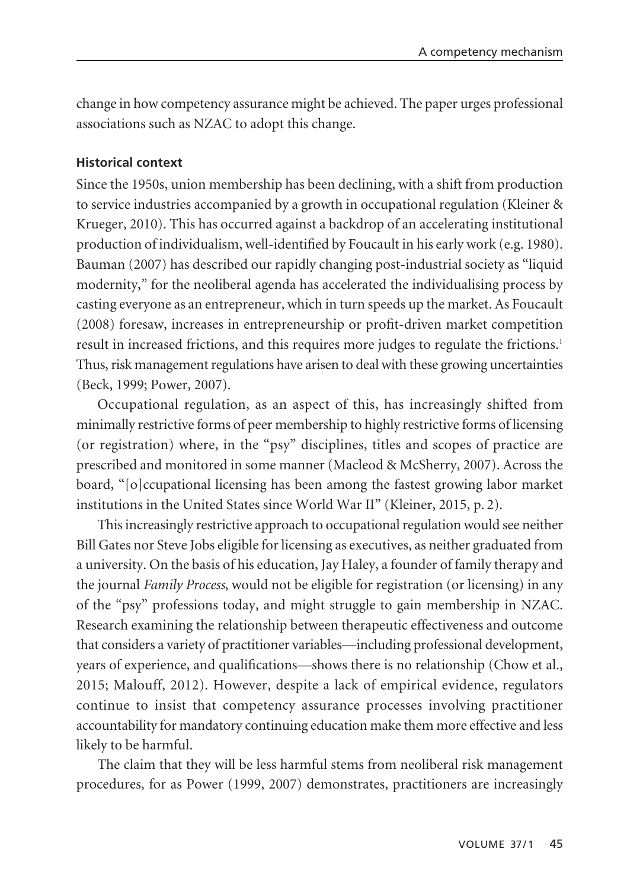change in how competency assurance might be achieved. The paper urges professional associations such as NZAC to adopt this change.

### Historical context

Since the 1950s, union membership has been declining, with a shift from production to service industries accompanied by a growth in occupational regulation (Kleiner & Krueger, 2010). This has occurred against a backdrop of an accelerating institutional production of individualism, well-identified by Foucault in his early work (e.g. 1980). Bauman (2007) has described our rapidly changing post-industrial society as "liquid modernity," for the neoliberal agenda has accelerated the individualising process by casting everyone as an entrepreneur, which in turn speeds up the market. As Foucault (2008) foresaw, increases in entrepreneurship or profit-driven market competition result in increased frictions, and this requires more judges to regulate the frictions.[1] Thus, risk management regulations have arisen to deal with these growing uncertainties (Beck, 1999; Power, 2007).

Occupational regulation, as an aspect of this, has increasingly shifted from minimally restrictive forms of peer membership to highly restrictive forms of licensing (or registration) where, in the "psy" disciplines, titles and scopes of practice are prescribed and monitored in some manner (Macleod & McSherry, 2007). Across the board, "[o]ccupational licensing has been among the fastest growing labor market institutions in the United States since World War II" (Kleiner, 2015, p. 2).

This increasingly restrictive approach to occupational regulation would see neither Bill Gates nor Steve Jobs eligible for licensing as executives, as neither graduated from a university. On the basis of his education, Jay Haley, a founder of family therapy and the journal *Family Process*, would not be eligible for registration (or licensing) in any of the "psy" professions today, and might struggle to gain membership in NZAC. Research examining the relationship between therapeutic effectiveness and outcome that considers a variety of practitioner variables—including professional development, years of experience, and qualifications—shows there is no relationship (Chow et al., 2015; Malouff, 2012). However, despite a lack of empirical evidence, regulators continue to insist that competency assurance processes involving practitioner accountability for mandatory continuing education make them more effective and less likely to be harmful.

The claim that they will be less harmful stems from neoliberal risk management procedures, for as Power (1999, 2007) demonstrates, practitioners are increasingly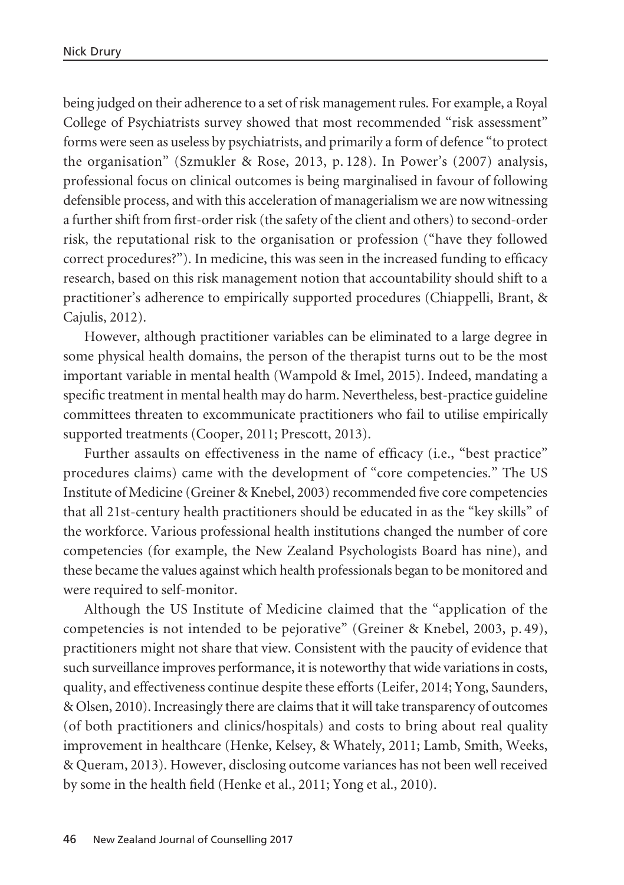being judged on their adherence to a set of risk management rules. For example, a Royal College of Psychiatrists survey showed that most recommended "risk assessment" forms were seen as useless by psychiatrists, and primarily a form of defence "to protect the organisation" (Szmukler & Rose, 2013, p. 128). In Power's (2007) analysis, professional focus on clinical outcomes is being marginalised in favour of following defensible process, and with this acceleration of managerialism we are now witnessing a further shift from first-order risk (the safety of the client and others) to second-order risk, the reputational risk to the organisation or profession ("have they followed correct procedures?"). In medicine, this was seen in the increased funding to efficacy research, based on this risk management notion that accountability should shift to a practitioner's adherence to empirically supported procedures (Chiappelli, Brant, & Cajulis, 2012).

However, although practitioner variables can be eliminated to a large degree in some physical health domains, the person of the therapist turns out to be the most important variable in mental health (Wampold & Imel, 2015). Indeed, mandating a specific treatment in mental health may do harm. Nevertheless, best-practice guideline committees threaten to excommunicate practitioners who fail to utilise empirically supported treatments (Cooper, 2011; Prescott, 2013).

Further assaults on effectiveness in the name of efficacy (i.e., "best practice" procedures claims) came with the development of "core competencies." The US Institute of Medicine (Greiner & Knebel, 2003) recommended five core competencies that all 21st-century health practitioners should be educated in as the "key skills" of the workforce. Various professional health institutions changed the number of core competencies (for example, the New Zealand Psychologists Board has nine), and these became the values against which health professionals began to be monitored and were required to self-monitor.

Although the US Institute of Medicine claimed that the "application of the competencies is not intended to be pejorative" (Greiner & Knebel, 2003, p. 49), practitioners might not share that view. Consistent with the paucity of evidence that such surveillance improves performance, it is noteworthy that wide variations in costs, quality, and effectiveness continue despite these efforts (Leifer, 2014; Yong, Saunders, & Olsen, 2010). Increasingly there are claims that it will take transparency of outcomes (of both practitioners and clinics/hospitals) and costs to bring about real quality improvement in healthcare (Henke, Kelsey, & Whately, 2011; Lamb, Smith, Weeks, & Queram, 2013). However, disclosing outcome variances has not been well received by some in the health field (Henke et al., 2011; Yong et al., 2010).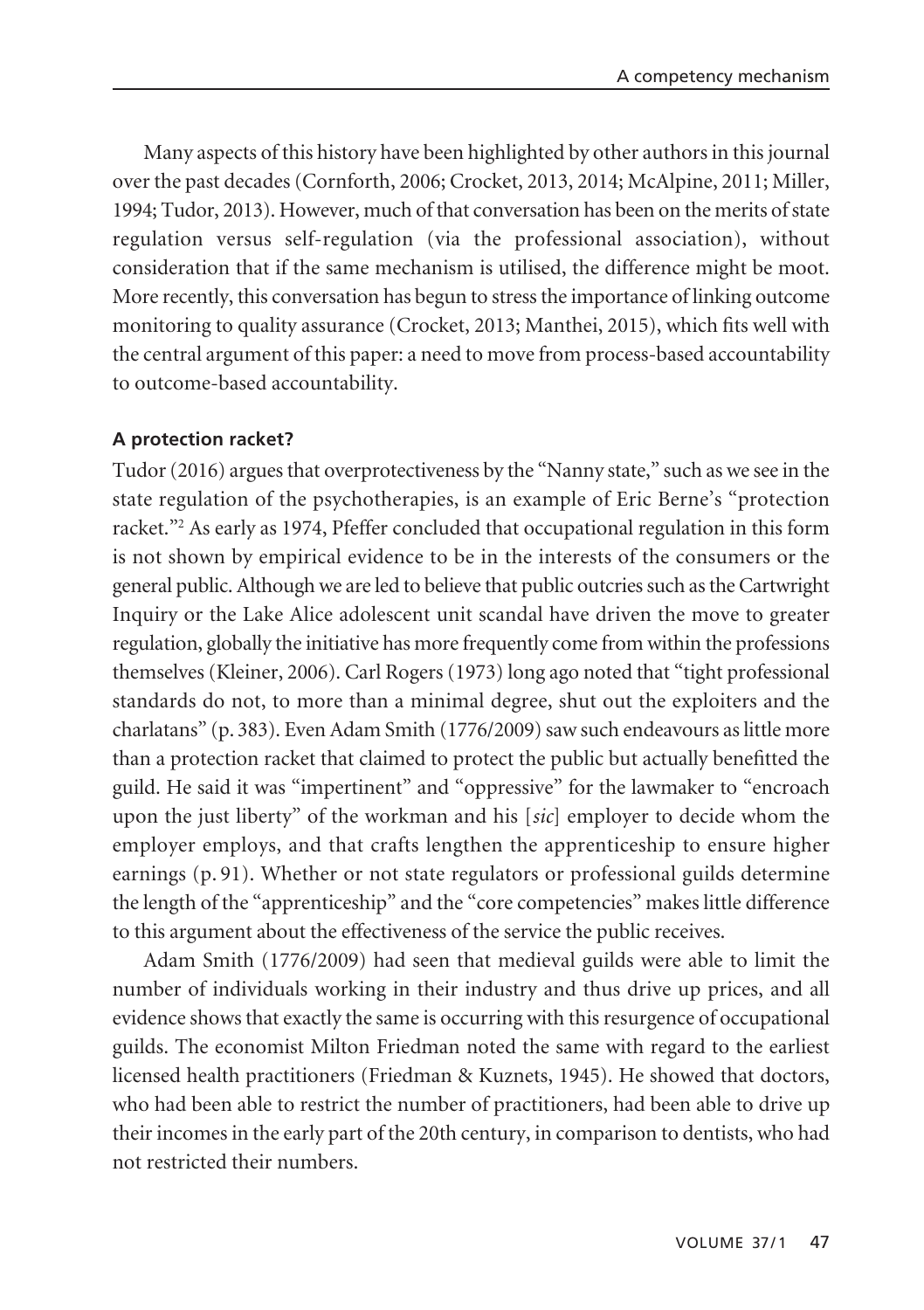Many aspects of this history have been highlighted by other authors in this journal over the past decades (Cornforth, 2006; Crocket, 2013, 2014; McAlpine, 2011; Miller, 1994; Tudor, 2013). However, much of that conversation has been on the merits of state regulation versus self-regulation (via the professional association), without consideration that if the same mechanism is utilised, the difference might be moot. More recently, this conversation has begun to stress the importance of linking outcome monitoring to quality assurance (Crocket, 2013; Manthei, 2015), which fits well with the central argument of this paper: a need to move from process-based accountability to outcome-based accountability.

**A protection racket?**

Tudor (2016) argues that overprotectiveness by the "Nanny state," such as we see in the state regulation of the psychotherapies, is an example of Eric Berne's "protection racket."[2] As early as 1974, Pfeffer concluded that occupational regulation in this form is not shown by empirical evidence to be in the interests of the consumers or the general public. Although we are led to believe that public outcries such as the Cartwright Inquiry or the Lake Alice adolescent unit scandal have driven the move to greater regulation, globally the initiative has more frequently come from within the professions themselves (Kleiner, 2006). Carl Rogers (1973) long ago noted that "tight professional standards do not, to more than a minimal degree, shut out the exploiters and the charlatans" (p. 383). Even Adam Smith (1776/2009) saw such endeavours as little more than a protection racket that claimed to protect the public but actually benefitted the guild. He said it was "impertinent" and "oppressive" for the lawmaker to "encroach upon the just liberty" of the workman and his [*sic*] employer to decide whom the employer employs, and that crafts lengthen the apprenticeship to ensure higher earnings (p. 91). Whether or not state regulators or professional guilds determine the length of the "apprenticeship" and the "core competencies" makes little difference to this argument about the effectiveness of the service the public receives.

Adam Smith (1776/2009) had seen that medieval guilds were able to limit the number of individuals working in their industry and thus drive up prices, and all evidence shows that exactly the same is occurring with this resurgence of occupational guilds. The economist Milton Friedman noted the same with regard to the earliest licensed health practitioners (Friedman & Kuznets, 1945). He showed that doctors, who had been able to restrict the number of practitioners, had been able to drive up their incomes in the early part of the 20th century, in comparison to dentists, who had not restricted their numbers.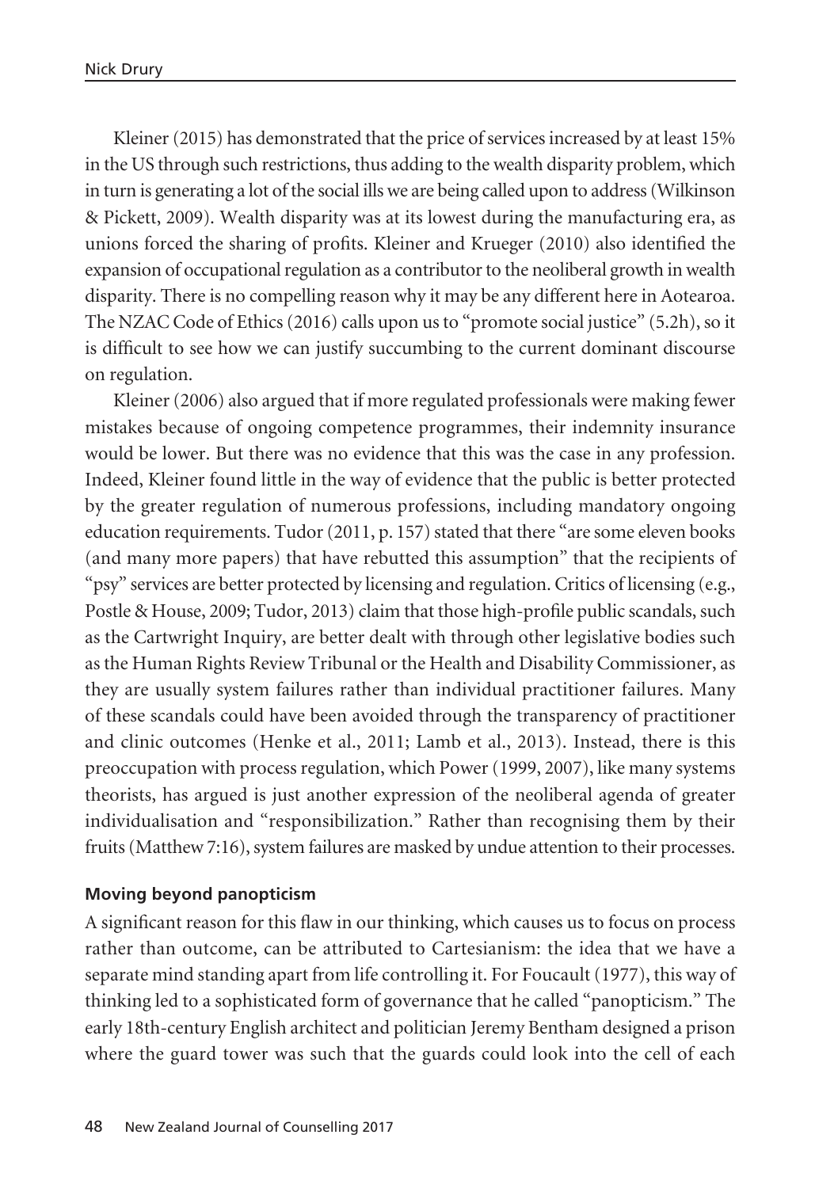Kleiner (2015) has demonstrated that the price of services increased by at least 15% in the US through such restrictions, thus adding to the wealth disparity problem, which in turn is generating a lot of the social ills we are being called upon to address (Wilkinson & Pickett, 2009). Wealth disparity was at its lowest during the manufacturing era, as unions forced the sharing of profits. Kleiner and Krueger (2010) also identified the expansion of occupational regulation as a contributor to the neoliberal growth in wealth disparity. There is no compelling reason why it may be any different here in Aotearoa. The NZAC Code of Ethics (2016) calls upon us to "promote social justice" (5.2h), so it is difficult to see how we can justify succumbing to the current dominant discourse on regulation.

Kleiner (2006) also argued that if more regulated professionals were making fewer mistakes because of ongoing competence programmes, their indemnity insurance would be lower. But there was no evidence that this was the case in any profession. Indeed, Kleiner found little in the way of evidence that the public is better protected by the greater regulation of numerous professions, including mandatory ongoing education requirements. Tudor (2011, p. 157) stated that there "are some eleven books (and many more papers) that have rebutted this assumption" that the recipients of "psy" services are better protected by licensing and regulation. Critics of licensing (e.g., Postle & House, 2009; Tudor, 2013) claim that those high-profile public scandals, such as the Cartwright Inquiry, are better dealt with through other legislative bodies such as the Human Rights Review Tribunal or the Health and Disability Commissioner, as they are usually system failures rather than individual practitioner failures. Many of these scandals could have been avoided through the transparency of practitioner and clinic outcomes (Henke et al., 2011; Lamb et al., 2013). Instead, there is this preoccupation with process regulation, which Power (1999, 2007), like many systems theorists, has argued is just another expression of the neoliberal agenda of greater individualisation and "responsibilization." Rather than recognising them by their fruits (Matthew 7:16), system failures are masked by undue attention to their processes.

### Moving beyond panopticism

A significant reason for this flaw in our thinking, which causes us to focus on process rather than outcome, can be attributed to Cartesianism: the idea that we have a separate mind standing apart from life controlling it. For Foucault (1977), this way of thinking led to a sophisticated form of governance that he called "panopticism." The early 18th-century English architect and politician Jeremy Bentham designed a prison where the guard tower was such that the guards could look into the cell of each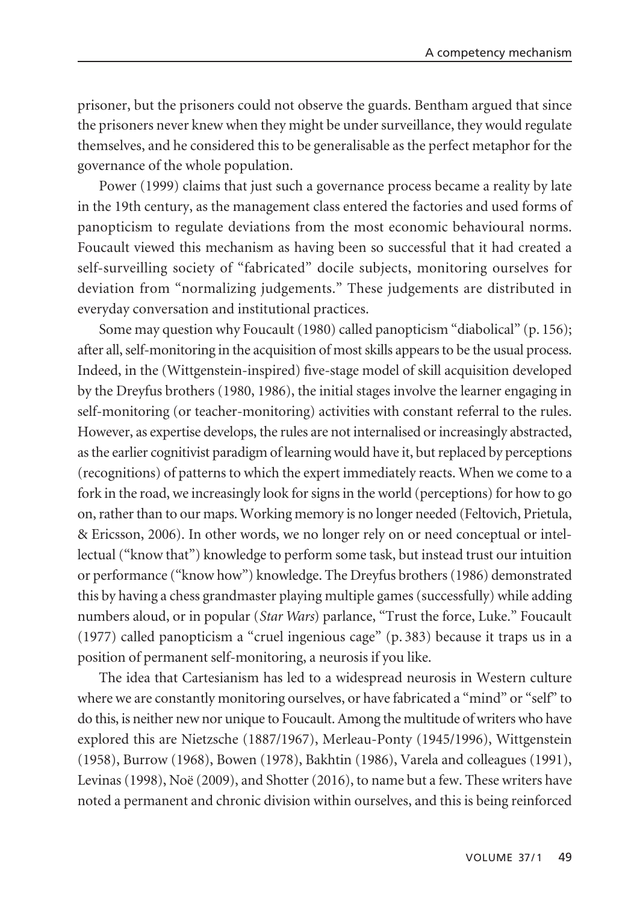prisoner, but the prisoners could not observe the guards. Bentham argued that since the prisoners never knew when they might be under surveillance, they would regulate themselves, and he considered this to be generalisable as the perfect metaphor for the governance of the whole population.

Power (1999) claims that just such a governance process became a reality by late in the 19th century, as the management class entered the factories and used forms of panopticism to regulate deviations from the most economic behavioural norms. Foucault viewed this mechanism as having been so successful that it had created a self-surveilling society of "fabricated" docile subjects, monitoring ourselves for deviation from "normalizing judgements." These judgements are distributed in everyday conversation and institutional practices.

Some may question why Foucault (1980) called panopticism "diabolical" (p. 156); after all, self-monitoring in the acquisition of most skills appears to be the usual process. Indeed, in the (Wittgenstein-inspired) five-stage model of skill acquisition developed by the Dreyfus brothers (1980, 1986), the initial stages involve the learner engaging in self-monitoring (or teacher-monitoring) activities with constant referral to the rules. However, as expertise develops, the rules are not internalised or increasingly abstracted, as the earlier cognitivist paradigm of learning would have it, but replaced by perceptions (recognitions) of patterns to which the expert immediately reacts. When we come to a fork in the road, we increasingly look for signs in the world (perceptions) for how to go on, rather than to our maps. Working memory is no longer needed (Feltovich, Prietula, & Ericsson, 2006). In other words, we no longer rely on or need conceptual or intellectual ("know that") knowledge to perform some task, but instead trust our intuition or performance ("know how") knowledge. The Dreyfus brothers (1986) demonstrated this by having a chess grandmaster playing multiple games (successfully) while adding numbers aloud, or in popular (*Star Wars*) parlance, "Trust the force, Luke." Foucault (1977) called panopticism a "cruel ingenious cage" (p. 383) because it traps us in a position of permanent self-monitoring, a neurosis if you like.

The idea that Cartesianism has led to a widespread neurosis in Western culture where we are constantly monitoring ourselves, or have fabricated a "mind" or "self" to do this, is neither new nor unique to Foucault. Among the multitude of writers who have explored this are Nietzsche (1887/1967), Merleau-Ponty (1945/1996), Wittgenstein (1958), Burrow (1968), Bowen (1978), Bakhtin (1986), Varela and colleagues (1991), Levinas (1998), Noë (2009), and Shotter (2016), to name but a few. These writers have noted a permanent and chronic division within ourselves, and this is being reinforced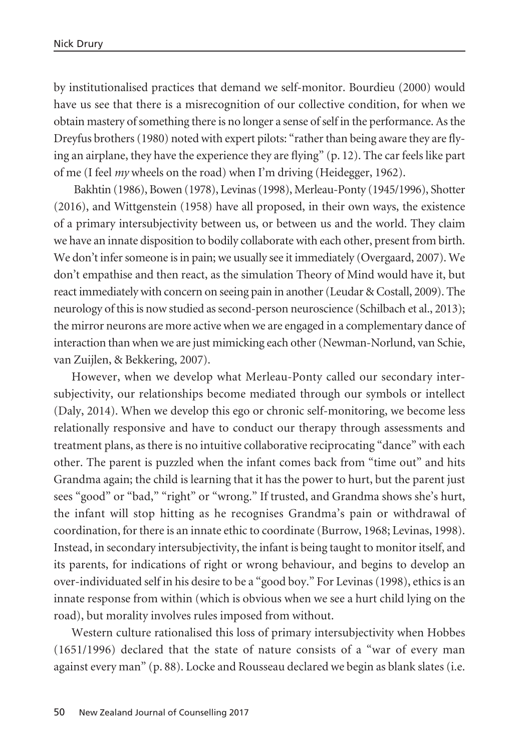by institutionalised practices that demand we self-monitor. Bourdieu (2000) would have us see that there is a misrecognition of our collective condition, for when we obtain mastery of something there is no longer a sense of self in the performance. As the Dreyfus brothers (1980) noted with expert pilots: "rather than being aware they are flying an airplane, they have the experience they are flying" (p. 12). The car feels like part of me (I feel *my* wheels on the road) when I'm driving (Heidegger, 1962).

Bakhtin (1986), Bowen (1978), Levinas (1998), Merleau-Ponty (1945/1996), Shotter (2016), and Wittgenstein (1958) have all proposed, in their own ways, the existence of a primary intersubjectivity between us, or between us and the world. They claim we have an innate disposition to bodily collaborate with each other, present from birth. We don't infer someone is in pain; we usually see it immediately (Overgaard, 2007). We don't empathise and then react, as the simulation Theory of Mind would have it, but react immediately with concern on seeing pain in another (Leudar & Costall, 2009). The neurology of this is now studied as second-person neuroscience (Schilbach et al., 2013); the mirror neurons are more active when we are engaged in a complementary dance of interaction than when we are just mimicking each other (Newman-Norlund, van Schie, van Zuijlen, & Bekkering, 2007).

However, when we develop what Merleau-Ponty called our secondary intersubjectivity, our relationships become mediated through our symbols or intellect (Daly, 2014). When we develop this ego or chronic self-monitoring, we become less relationally responsive and have to conduct our therapy through assessments and treatment plans, as there is no intuitive collaborative reciprocating "dance" with each other. The parent is puzzled when the infant comes back from "time out" and hits Grandma again; the child is learning that it has the power to hurt, but the parent just sees "good" or "bad," "right" or "wrong." If trusted, and Grandma shows she's hurt, the infant will stop hitting as he recognises Grandma's pain or withdrawal of coordination, for there is an innate ethic to coordinate (Burrow, 1968; Levinas, 1998). Instead, in secondary intersubjectivity, the infant is being taught to monitor itself, and its parents, for indications of right or wrong behaviour, and begins to develop an over-individuated self in his desire to be a "good boy." For Levinas (1998), ethics is an innate response from within (which is obvious when we see a hurt child lying on the road), but morality involves rules imposed from without.

Western culture rationalised this loss of primary intersubjectivity when Hobbes (1651/1996) declared that the state of nature consists of a "war of every man against every man" (p. 88). Locke and Rousseau declared we begin as blank slates (i.e.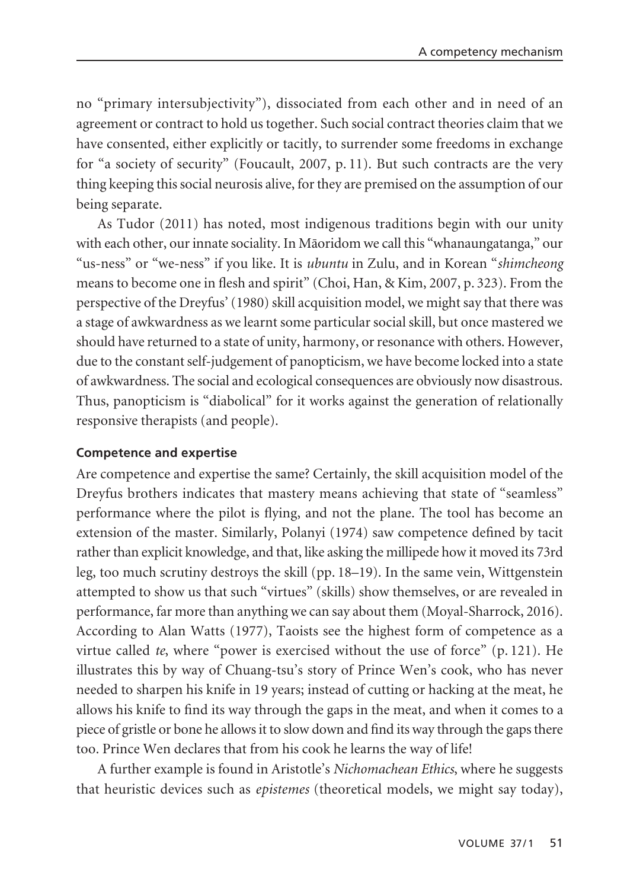no "primary intersubjectivity"), dissociated from each other and in need of an agreement or contract to hold us together. Such social contract theories claim that we have consented, either explicitly or tacitly, to surrender some freedoms in exchange for "a society of security" (Foucault, 2007, p. 11). But such contracts are the very thing keeping this social neurosis alive, for they are premised on the assumption of our being separate.

As Tudor (2011) has noted, most indigenous traditions begin with our unity with each other, our innate sociality. In Māoridom we call this "whanaungatanga," our "us-ness" or "we-ness" if you like. It is *ubuntu* in Zulu, and in Korean "*shimcheong* means to become one in flesh and spirit" (Choi, Han, & Kim, 2007, p. 323). From the perspective of the Dreyfus' (1980) skill acquisition model, we might say that there was a stage of awkwardness as we learnt some particular social skill, but once mastered we should have returned to a state of unity, harmony, or resonance with others. However, due to the constant self-judgement of panopticism, we have become locked into a state of awkwardness. The social and ecological consequences are obviously now disastrous. Thus, panopticism is "diabolical" for it works against the generation of relationally responsive therapists (and people).

#### Competence and expertise

Are competence and expertise the same? Certainly, the skill acquisition model of the Dreyfus brothers indicates that mastery means achieving that state of "seamless" performance where the pilot is flying, and not the plane. The tool has become an extension of the master. Similarly, Polanyi (1974) saw competence defined by tacit rather than explicit knowledge, and that, like asking the millipede how it moved its 73rd leg, too much scrutiny destroys the skill (pp. 18–19). In the same vein, Wittgenstein attempted to show us that such "virtues" (skills) show themselves, or are revealed in performance, far more than anything we can say about them (Moyal-Sharrock, 2016). According to Alan Watts (1977), Taoists see the highest form of competence as a virtue called *te*, where "power is exercised without the use of force" (p. 121). He illustrates this by way of Chuang-tsu's story of Prince Wen's cook, who has never needed to sharpen his knife in 19 years; instead of cutting or hacking at the meat, he allows his knife to find its way through the gaps in the meat, and when it comes to a piece of gristle or bone he allows it to slow down and find its way through the gaps there too. Prince Wen declares that from his cook he learns the way of life!

A further example is found in Aristotle's *Nichomachean Ethics*, where he suggests that heuristic devices such as *epistemes* (theoretical models, we might say today),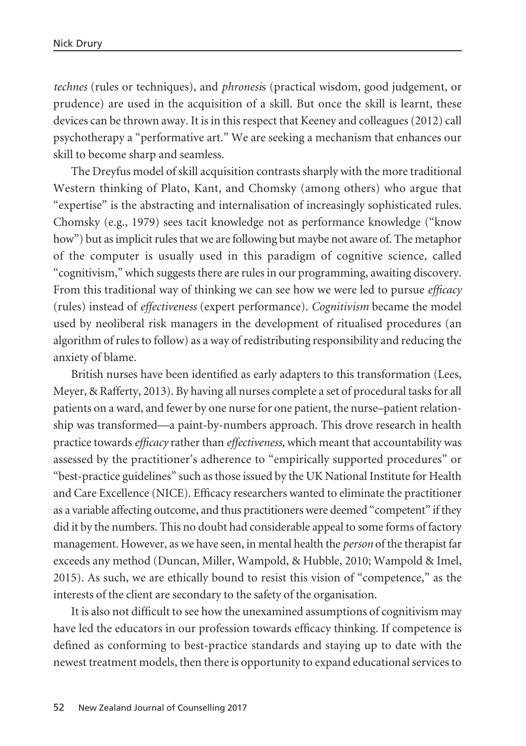*technes* (rules or techniques), and *phronesi*s (practical wisdom, good judgement, or prudence) are used in the acquisition of a skill. But once the skill is learnt, these devices can be thrown away. It is in this respect that Keeney and colleagues (2012) call psychotherapy a "performative art." We are seeking a mechanism that enhances our skill to become sharp and seamless.

The Dreyfus model of skill acquisition contrasts sharply with the more traditional Western thinking of Plato, Kant, and Chomsky (among others) who argue that "expertise" is the abstracting and internalisation of increasingly sophisticated rules. Chomsky (e.g., 1979) sees tacit knowledge not as performance knowledge ("know how") but as implicit rules that we are following but maybe not aware of. The metaphor of the computer is usually used in this paradigm of cognitive science, called "cognitivism," which suggests there are rules in our programming, awaiting discovery. From this traditional way of thinking we can see how we were led to pursue *efficacy* (rules) instead of *effectiveness* (expert performance). *Cognitivism* became the model used by neoliberal risk managers in the development of ritualised procedures (an algorithm of rules to follow) as a way of redistributing responsibility and reducing the anxiety of blame.

British nurses have been identified as early adapters to this transformation (Lees, Meyer, & Rafferty, 2013). By having all nurses complete a set of procedural tasks for all patients on a ward, and fewer by one nurse for one patient, the nurse–patient relationship was transformed—a paint-by-numbers approach. This drove research in health practice towards *efficacy* rather than *effectiveness*, which meant that accountability was assessed by the practitioner's adherence to "empirically supported procedures" or "best-practice guidelines" such as those issued by the UK National Institute for Health and Care Excellence (NICE). Efficacy researchers wanted to eliminate the practitioner as a variable affecting outcome, and thus practitioners were deemed "competent" if they did it by the numbers. This no doubt had considerable appeal to some forms of factory management. However, as we have seen, in mental health the *person* of the therapist far exceeds any method (Duncan, Miller, Wampold, & Hubble, 2010; Wampold & Imel, 2015). As such, we are ethically bound to resist this vision of "competence," as the interests of the client are secondary to the safety of the organisation.

It is also not difficult to see how the unexamined assumptions of cognitivism may have led the educators in our profession towards efficacy thinking. If competence is defined as conforming to best-practice standards and staying up to date with the newest treatment models, then there is opportunity to expand educational services to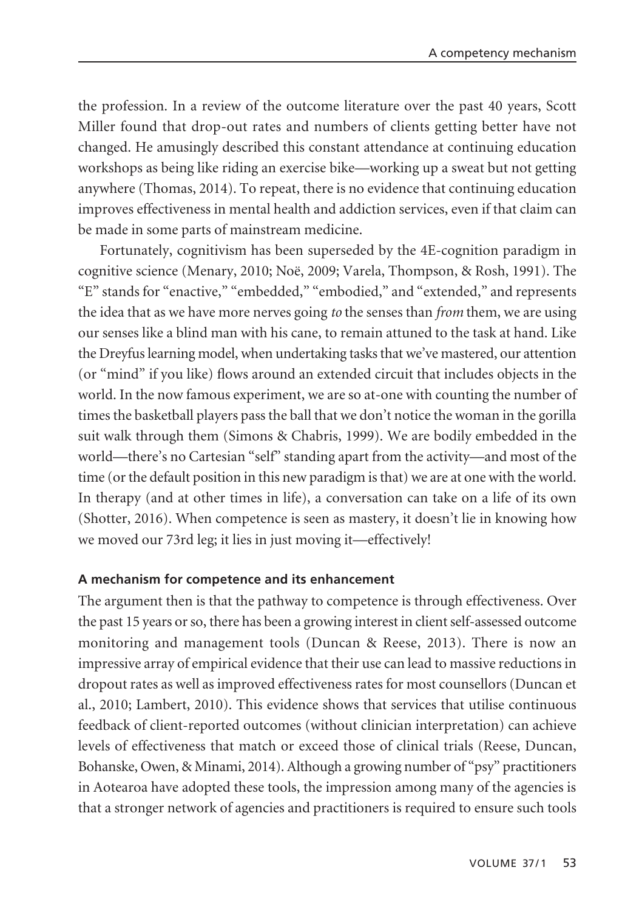the profession. In a review of the outcome literature over the past 40 years, Scott Miller found that drop-out rates and numbers of clients getting better have not changed. He amusingly described this constant attendance at continuing education workshops as being like riding an exercise bike—working up a sweat but not getting anywhere (Thomas, 2014). To repeat, there is no evidence that continuing education improves effectiveness in mental health and addiction services, even if that claim can be made in some parts of mainstream medicine.

Fortunately, cognitivism has been superseded by the 4E-cognition paradigm in cognitive science (Menary, 2010; Noë, 2009; Varela, Thompson, & Rosh, 1991). The "E" stands for "enactive," "embedded," "embodied," and "extended," and represents the idea that as we have more nerves going *to* the senses than *from* them, we are using our senses like a blind man with his cane, to remain attuned to the task at hand. Like the Dreyfus learning model, when undertaking tasks that we've mastered, our attention (or "mind" if you like) flows around an extended circuit that includes objects in the world. In the now famous experiment, we are so at-one with counting the number of times the basketball players pass the ball that we don't notice the woman in the gorilla suit walk through them (Simons & Chabris, 1999). We are bodily embedded in the world—there's no Cartesian "self" standing apart from the activity—and most of the time (or the default position in this new paradigm is that) we are at one with the world. In therapy (and at other times in life), a conversation can take on a life of its own (Shotter, 2016). When competence is seen as mastery, it doesn't lie in knowing how we moved our 73rd leg; it lies in just moving it—effectively!

**A mechanism for competence and its enhancement**

The argument then is that the pathway to competence is through effectiveness. Over the past 15 years or so, there has been a growing interest in client self-assessed outcome monitoring and management tools (Duncan & Reese, 2013). There is now an impressive array of empirical evidence that their use can lead to massive reductions in dropout rates as well as improved effectiveness rates for most counsellors (Duncan et al., 2010; Lambert, 2010). This evidence shows that services that utilise continuous feedback of client-reported outcomes (without clinician interpretation) can achieve levels of effectiveness that match or exceed those of clinical trials (Reese, Duncan, Bohanske, Owen, & Minami, 2014). Although a growing number of "psy" practitioners in Aotearoa have adopted these tools, the impression among many of the agencies is that a stronger network of agencies and practitioners is required to ensure such tools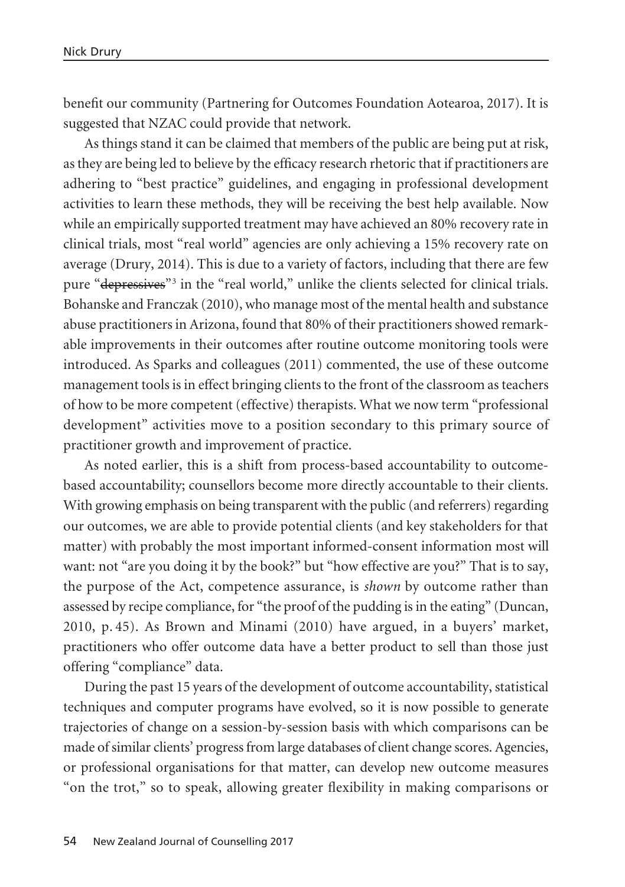benefit our community (Partnering for Outcomes Foundation Aotearoa, 2017). It is suggested that NZAC could provide that network.

As things stand it can be claimed that members of the public are being put at risk, as they are being led to believe by the efficacy research rhetoric that if practitioners are adhering to "best practice" guidelines, and engaging in professional development activities to learn these methods, they will be receiving the best help available. Now while an empirically supported treatment may have achieved an 80% recovery rate in clinical trials, most "real world" agencies are only achieving a 15% recovery rate on average (Drury, 2014). This is due to a variety of factors, including that there are few pure "~~depressives~~"[3] in the "real world," unlike the clients selected for clinical trials. Bohanske and Franczak (2010), who manage most of the mental health and substance abuse practitioners in Arizona, found that 80% of their practitioners showed remarkable improvements in their outcomes after routine outcome monitoring tools were introduced. As Sparks and colleagues (2011) commented, the use of these outcome management tools is in effect bringing clients to the front of the classroom as teachers of how to be more competent (effective) therapists. What we now term "professional development" activities move to a position secondary to this primary source of practitioner growth and improvement of practice.

As noted earlier, this is a shift from process-based accountability to outcome-based accountability; counsellors become more directly accountable to their clients. With growing emphasis on being transparent with the public (and referrers) regarding our outcomes, we are able to provide potential clients (and key stakeholders for that matter) with probably the most important informed-consent information most will want: not "are you doing it by the book?" but "how effective are you?" That is to say, the purpose of the Act, competence assurance, is *shown* by outcome rather than assessed by recipe compliance, for "the proof of the pudding is in the eating" (Duncan, 2010, p. 45). As Brown and Minami (2010) have argued, in a buyers' market, practitioners who offer outcome data have a better product to sell than those just offering "compliance" data.

During the past 15 years of the development of outcome accountability, statistical techniques and computer programs have evolved, so it is now possible to generate trajectories of change on a session-by-session basis with which comparisons can be made of similar clients' progress from large databases of client change scores. Agencies, or professional organisations for that matter, can develop new outcome measures "on the trot," so to speak, allowing greater flexibility in making comparisons or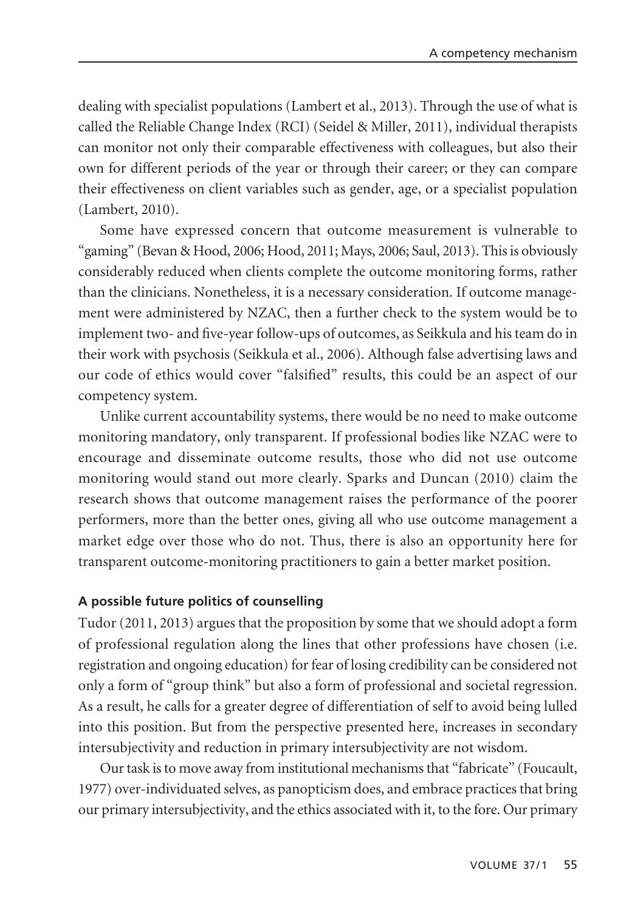dealing with specialist populations (Lambert et al., 2013). Through the use of what is called the Reliable Change Index (RCI) (Seidel & Miller, 2011), individual therapists can monitor not only their comparable effectiveness with colleagues, but also their own for different periods of the year or through their career; or they can compare their effectiveness on client variables such as gender, age, or a specialist population (Lambert, 2010).

Some have expressed concern that outcome measurement is vulnerable to "gaming" (Bevan & Hood, 2006; Hood, 2011; Mays, 2006; Saul, 2013). This is obviously considerably reduced when clients complete the outcome monitoring forms, rather than the clinicians. Nonetheless, it is a necessary consideration. If outcome management were administered by NZAC, then a further check to the system would be to implement two- and five-year follow-ups of outcomes, as Seikkula and his team do in their work with psychosis (Seikkula et al., 2006). Although false advertising laws and our code of ethics would cover "falsified" results, this could be an aspect of our competency system.

Unlike current accountability systems, there would be no need to make outcome monitoring mandatory, only transparent. If professional bodies like NZAC were to encourage and disseminate outcome results, those who did not use outcome monitoring would stand out more clearly. Sparks and Duncan (2010) claim the research shows that outcome management raises the performance of the poorer performers, more than the better ones, giving all who use outcome management a market edge over those who do not. Thus, there is also an opportunity here for transparent outcome-monitoring practitioners to gain a better market position.

### A possible future politics of counselling

Tudor (2011, 2013) argues that the proposition by some that we should adopt a form of professional regulation along the lines that other professions have chosen (i.e. registration and ongoing education) for fear of losing credibility can be considered not only a form of "group think" but also a form of professional and societal regression. As a result, he calls for a greater degree of differentiation of self to avoid being lulled into this position. But from the perspective presented here, increases in secondary intersubjectivity and reduction in primary intersubjectivity are not wisdom.

Our task is to move away from institutional mechanisms that "fabricate" (Foucault, 1977) over-individuated selves, as panopticism does, and embrace practices that bring our primary intersubjectivity, and the ethics associated with it, to the fore. Our primary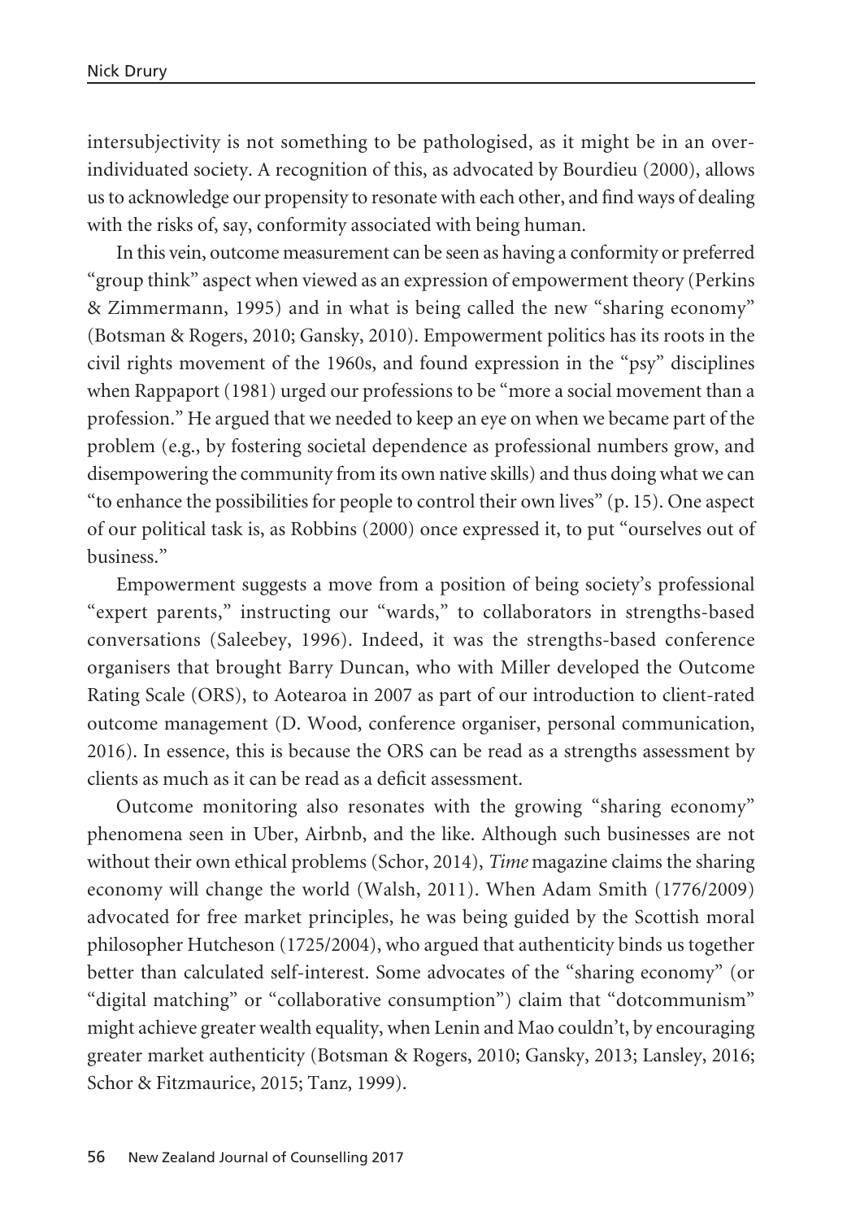intersubjectivity is not something to be pathologised, as it might be in an over-individuated society. A recognition of this, as advocated by Bourdieu (2000), allows us to acknowledge our propensity to resonate with each other, and find ways of dealing with the risks of, say, conformity associated with being human.

In this vein, outcome measurement can be seen as having a conformity or preferred "group think" aspect when viewed as an expression of empowerment theory (Perkins & Zimmermann, 1995) and in what is being called the new "sharing economy" (Botsman & Rogers, 2010; Gansky, 2010). Empowerment politics has its roots in the civil rights movement of the 1960s, and found expression in the "psy" disciplines when Rappaport (1981) urged our professions to be "more a social movement than a profession." He argued that we needed to keep an eye on when we became part of the problem (e.g., by fostering societal dependence as professional numbers grow, and disempowering the community from its own native skills) and thus doing what we can "to enhance the possibilities for people to control their own lives" (p. 15). One aspect of our political task is, as Robbins (2000) once expressed it, to put "ourselves out of business."

Empowerment suggests a move from a position of being society's professional "expert parents," instructing our "wards," to collaborators in strengths-based conversations (Saleebey, 1996). Indeed, it was the strengths-based conference organisers that brought Barry Duncan, who with Miller developed the Outcome Rating Scale (ORS), to Aotearoa in 2007 as part of our introduction to client-rated outcome management (D. Wood, conference organiser, personal communication, 2016). In essence, this is because the ORS can be read as a strengths assessment by clients as much as it can be read as a deficit assessment.

Outcome monitoring also resonates with the growing "sharing economy" phenomena seen in Uber, Airbnb, and the like. Although such businesses are not without their own ethical problems (Schor, 2014), *Time* magazine claims the sharing economy will change the world (Walsh, 2011). When Adam Smith (1776/2009) advocated for free market principles, he was being guided by the Scottish moral philosopher Hutcheson (1725/2004), who argued that authenticity binds us together better than calculated self-interest. Some advocates of the "sharing economy" (or "digital matching" or "collaborative consumption") claim that "dotcommunism" might achieve greater wealth equality, when Lenin and Mao couldn't, by encouraging greater market authenticity (Botsman & Rogers, 2010; Gansky, 2013; Lansley, 2016; Schor & Fitzmaurice, 2015; Tanz, 1999).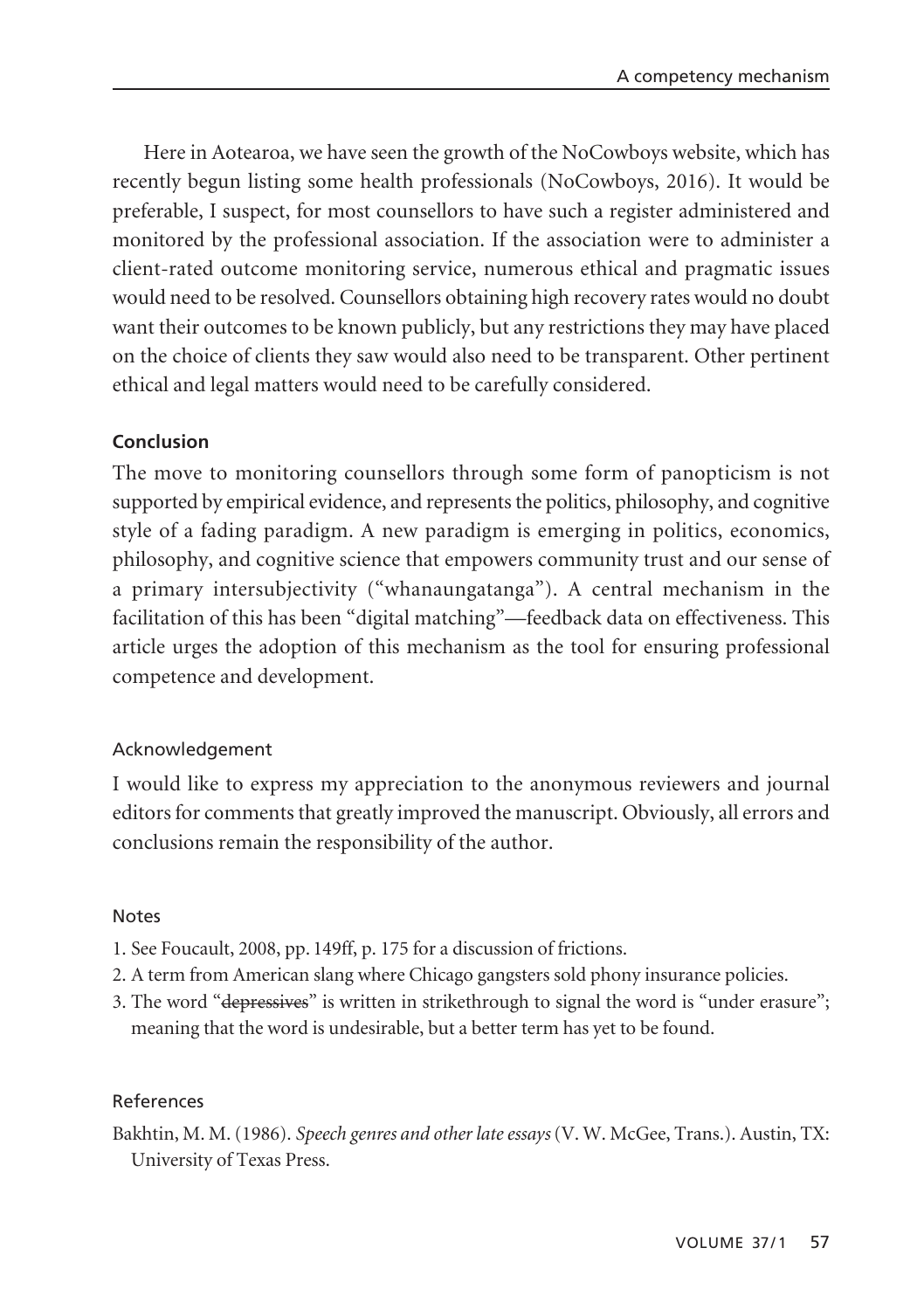Here in Aotearoa, we have seen the growth of the NoCowboys website, which has recently begun listing some health professionals (NoCowboys, 2016). It would be preferable, I suspect, for most counsellors to have such a register administered and monitored by the professional association. If the association were to administer a client-rated outcome monitoring service, numerous ethical and pragmatic issues would need to be resolved. Counsellors obtaining high recovery rates would no doubt want their outcomes to be known publicly, but any restrictions they may have placed on the choice of clients they saw would also need to be transparent. Other pertinent ethical and legal matters would need to be carefully considered.

## Conclusion

The move to monitoring counsellors through some form of panopticism is not supported by empirical evidence, and represents the politics, philosophy, and cognitive style of a fading paradigm. A new paradigm is emerging in politics, economics, philosophy, and cognitive science that empowers community trust and our sense of a primary intersubjectivity ("whanaungatanga"). A central mechanism in the facilitation of this has been "digital matching"—feedback data on effectiveness. This article urges the adoption of this mechanism as the tool for ensuring professional competence and development.

### Acknowledgement

I would like to express my appreciation to the anonymous reviewers and journal editors for comments that greatly improved the manuscript. Obviously, all errors and conclusions remain the responsibility of the author.

### Notes

1. See Foucault, 2008, pp. 149ff, p. 175 for a discussion of frictions.
2. A term from American slang where Chicago gangsters sold phony insurance policies.
3. The word "~~depressives~~" is written in strikethrough to signal the word is "under erasure"; meaning that the word is undesirable, but a better term has yet to be found.

### References

Bakhtin, M. M. (1986). *Speech genres and other late essays* (V. W. McGee, Trans.). Austin, TX: University of Texas Press.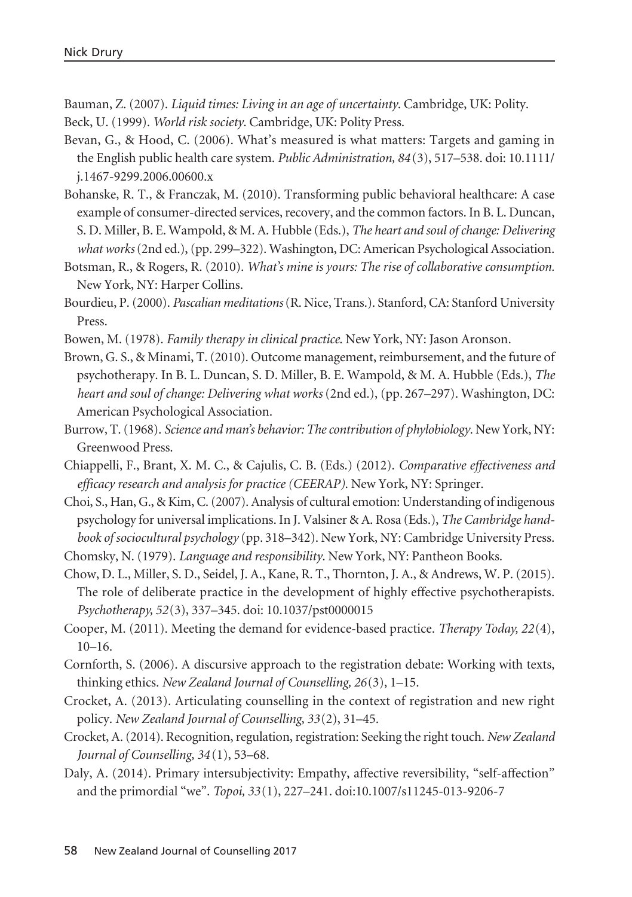Bauman, Z. (2007). *Liquid times: Living in an age of uncertainty*. Cambridge, UK: Polity.

Beck, U. (1999). *World risk society*. Cambridge, UK: Polity Press.

Bevan, G., & Hood, C. (2006). What's measured is what matters: Targets and gaming in the English public health care system. *Public Administration, 84*(3), 517–538. doi: 10.1111/j.1467-9299.2006.00600.x

Bohanske, R. T., & Franczak, M. (2010). Transforming public behavioral healthcare: A case example of consumer-directed services, recovery, and the common factors. In B. L. Duncan, S. D. Miller, B. E. Wampold, & M. A. Hubble (Eds.), *The heart and soul of change: Delivering what works* (2nd ed.), (pp. 299–322). Washington, DC: American Psychological Association.

Botsman, R., & Rogers, R. (2010). *What's mine is yours: The rise of collaborative consumption.* New York, NY: Harper Collins.

Bourdieu, P. (2000). *Pascalian meditations* (R. Nice, Trans.). Stanford, CA: Stanford University Press.

Bowen, M. (1978). *Family therapy in clinical practice.* New York, NY: Jason Aronson.

Brown, G. S., & Minami, T. (2010). Outcome management, reimbursement, and the future of psychotherapy. In B. L. Duncan, S. D. Miller, B. E. Wampold, & M. A. Hubble (Eds.), *The heart and soul of change: Delivering what works* (2nd ed.), (pp. 267–297). Washington, DC: American Psychological Association.

Burrow, T. (1968). *Science and man's behavior: The contribution of phylobiology*. New York, NY: Greenwood Press.

Chiappelli, F., Brant, X. M. C., & Cajulis, C. B. (Eds.) (2012). *Comparative effectiveness and efficacy research and analysis for practice (CEERAP).* New York, NY: Springer.

Choi, S., Han, G., & Kim, C. (2007). Analysis of cultural emotion: Understanding of indigenous psychology for universal implications. In J. Valsiner & A. Rosa (Eds.), *The Cambridge handbook of sociocultural psychology* (pp. 318–342). New York, NY: Cambridge University Press.

Chomsky, N. (1979). *Language and responsibility*. New York, NY: Pantheon Books.

Chow, D. L., Miller, S. D., Seidel, J. A., Kane, R. T., Thornton, J. A., & Andrews, W. P. (2015). The role of deliberate practice in the development of highly effective psychotherapists. *Psychotherapy, 52*(3), 337–345. doi: 10.1037/pst0000015

Cooper, M. (2011). Meeting the demand for evidence-based practice. *Therapy Today, 22*(4), 10–16.

Cornforth, S. (2006). A discursive approach to the registration debate: Working with texts, thinking ethics. *New Zealand Journal of Counselling, 26*(3), 1–15.

Crocket, A. (2013). Articulating counselling in the context of registration and new right policy. *New Zealand Journal of Counselling, 33*(2), 31–45.

Crocket, A. (2014). Recognition, regulation, registration: Seeking the right touch. *New Zealand Journal of Counselling, 34*(1), 53–68.

Daly, A. (2014). Primary intersubjectivity: Empathy, affective reversibility, "self-affection" and the primordial "we". *Topoi, 33*(1), 227–241. doi:10.1007/s11245-013-9206-7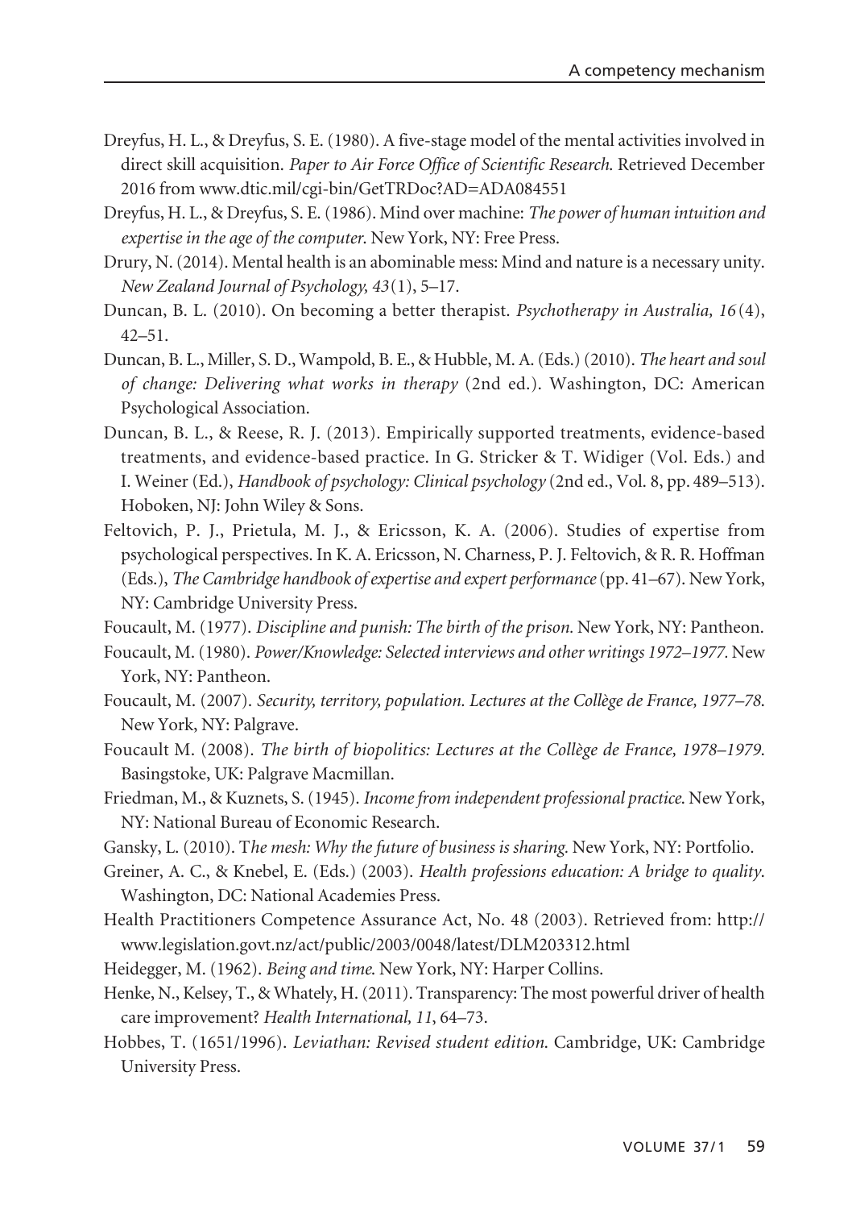Dreyfus, H. L., & Dreyfus, S. E. (1980). A five-stage model of the mental activities involved in direct skill acquisition. *Paper to Air Force Office of Scientific Research.* Retrieved December 2016 from www.dtic.mil/cgi-bin/GetTRDoc?AD=ADA084551

Dreyfus, H. L., & Dreyfus, S. E. (1986). Mind over machine: *The power of human intuition and expertise in the age of the computer.* New York, NY: Free Press.

Drury, N. (2014). Mental health is an abominable mess: Mind and nature is a necessary unity. *New Zealand Journal of Psychology, 43*(1), 5–17.

Duncan, B. L. (2010). On becoming a better therapist. *Psychotherapy in Australia, 16*(4), 42–51.

Duncan, B. L., Miller, S. D., Wampold, B. E., & Hubble, M. A. (Eds.) (2010). *The heart and soul of change: Delivering what works in therapy* (2nd ed.). Washington, DC: American Psychological Association.

Duncan, B. L., & Reese, R. J. (2013). Empirically supported treatments, evidence-based treatments, and evidence-based practice. In G. Stricker & T. Widiger (Vol. Eds.) and I. Weiner (Ed.), *Handbook of psychology: Clinical psychology* (2nd ed., Vol. 8, pp. 489–513). Hoboken, NJ: John Wiley & Sons.

Feltovich, P. J., Prietula, M. J., & Ericsson, K. A. (2006). Studies of expertise from psychological perspectives. In K. A. Ericsson, N. Charness, P. J. Feltovich, & R. R. Hoffman (Eds.), *The Cambridge handbook of expertise and expert performance* (pp. 41–67). New York, NY: Cambridge University Press.

Foucault, M. (1977). *Discipline and punish: The birth of the prison.* New York, NY: Pantheon.

Foucault, M. (1980). *Power/Knowledge: Selected interviews and other writings 1972–1977.* New York, NY: Pantheon.

Foucault, M. (2007). *Security, territory, population. Lectures at the Collège de France, 1977–78.* New York, NY: Palgrave.

Foucault M. (2008). *The birth of biopolitics: Lectures at the Collège de France, 1978–1979.* Basingstoke, UK: Palgrave Macmillan.

Friedman, M., & Kuznets, S. (1945). *Income from independent professional practice.* New York, NY: National Bureau of Economic Research.

Gansky, L. (2010). T*he mesh: Why the future of business is sharing.* New York, NY: Portfolio.

Greiner, A. C., & Knebel, E. (Eds.) (2003). *Health professions education: A bridge to quality.* Washington, DC: National Academies Press.

Health Practitioners Competence Assurance Act, No. 48 (2003). Retrieved from: http://www.legislation.govt.nz/act/public/2003/0048/latest/DLM203312.html

Heidegger, M. (1962). *Being and time.* New York, NY: Harper Collins.

Henke, N., Kelsey, T., & Whately, H. (2011). Transparency: The most powerful driver of health care improvement? *Health International, 11*, 64–73.

Hobbes, T. (1651/1996). *Leviathan: Revised student edition.* Cambridge, UK: Cambridge University Press.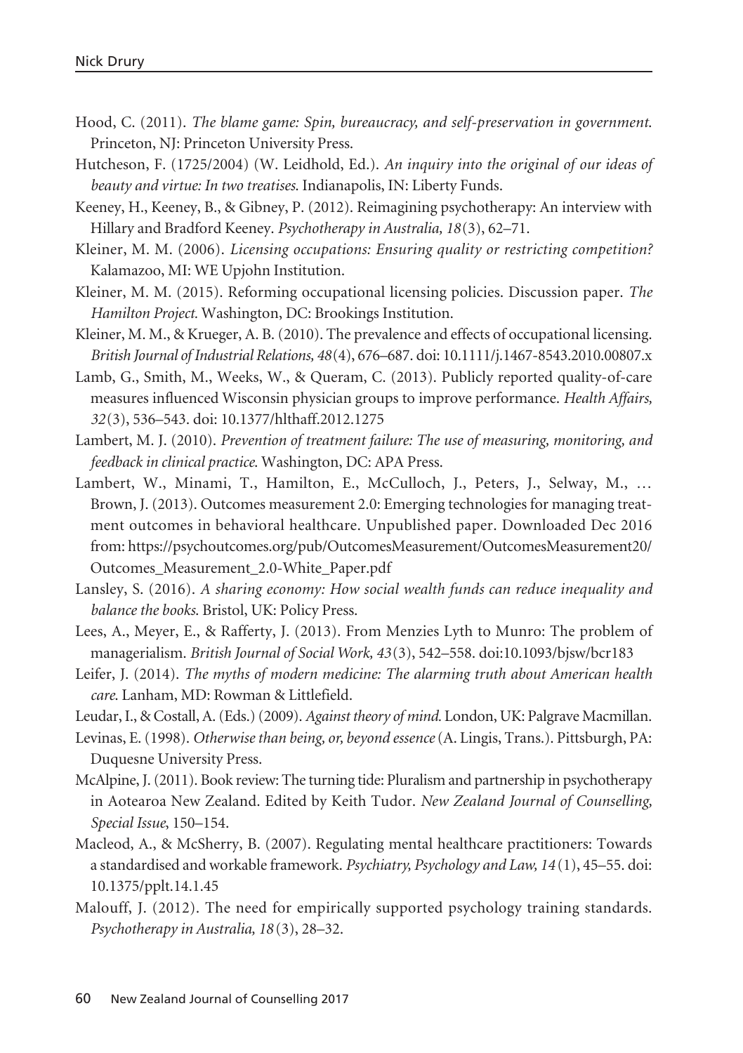Hood, C. (2011). *The blame game: Spin, bureaucracy, and self-preservation in government.* Princeton, NJ: Princeton University Press.

Hutcheson, F. (1725/2004) (W. Leidhold, Ed.). *An inquiry into the original of our ideas of beauty and virtue: In two treatises*. Indianapolis, IN: Liberty Funds.

Keeney, H., Keeney, B., & Gibney, P. (2012). Reimagining psychotherapy: An interview with Hillary and Bradford Keeney. *Psychotherapy in Australia, 18*(3), 62–71.

Kleiner, M. M. (2006). *Licensing occupations: Ensuring quality or restricting competition?* Kalamazoo, MI: WE Upjohn Institution.

Kleiner, M. M. (2015). Reforming occupational licensing policies. Discussion paper. *The Hamilton Project.* Washington, DC: Brookings Institution.

Kleiner, M. M., & Krueger, A. B. (2010). The prevalence and effects of occupational licensing. *British Journal of Industrial Relations, 48*(4), 676–687. doi: 10.1111/j.1467-8543.2010.00807.x

Lamb, G., Smith, M., Weeks, W., & Queram, C. (2013). Publicly reported quality-of-care measures influenced Wisconsin physician groups to improve performance. *Health Affairs, 32*(3), 536–543. doi: 10.1377/hlthaff.2012.1275

Lambert, M. J. (2010). *Prevention of treatment failure: The use of measuring, monitoring, and feedback in clinical practice*. Washington, DC: APA Press.

Lambert, W., Minami, T., Hamilton, E., McCulloch, J., Peters, J., Selway, M., … Brown, J. (2013). Outcomes measurement 2.0: Emerging technologies for managing treatment outcomes in behavioral healthcare. Unpublished paper. Downloaded Dec 2016 from: https://psychoutcomes.org/pub/OutcomesMeasurement/OutcomesMeasurement20/Outcomes_Measurement_2.0-White_Paper.pdf

Lansley, S. (2016). *A sharing economy: How social wealth funds can reduce inequality and balance the books*. Bristol, UK: Policy Press.

Lees, A., Meyer, E., & Rafferty, J. (2013). From Menzies Lyth to Munro: The problem of managerialism. *British Journal of Social Work, 43*(3), 542–558. doi:10.1093/bjsw/bcr183

Leifer, J. (2014). *The myths of modern medicine: The alarming truth about American health care*. Lanham, MD: Rowman & Littlefield.

Leudar, I., & Costall, A. (Eds.) (2009). *Against theory of mind*. London, UK: Palgrave Macmillan.

Levinas, E. (1998). *Otherwise than being, or, beyond essence* (A. Lingis, Trans.). Pittsburgh, PA: Duquesne University Press.

McAlpine, J. (2011). Book review: The turning tide: Pluralism and partnership in psychotherapy in Aotearoa New Zealand. Edited by Keith Tudor. *New Zealand Journal of Counselling, Special Issue*, 150–154.

Macleod, A., & McSherry, B. (2007). Regulating mental healthcare practitioners: Towards a standardised and workable framework. *Psychiatry, Psychology and Law, 14*(1), 45–55. doi: 10.1375/pplt.14.1.45

Malouff, J. (2012). The need for empirically supported psychology training standards. *Psychotherapy in Australia, 18*(3), 28–32.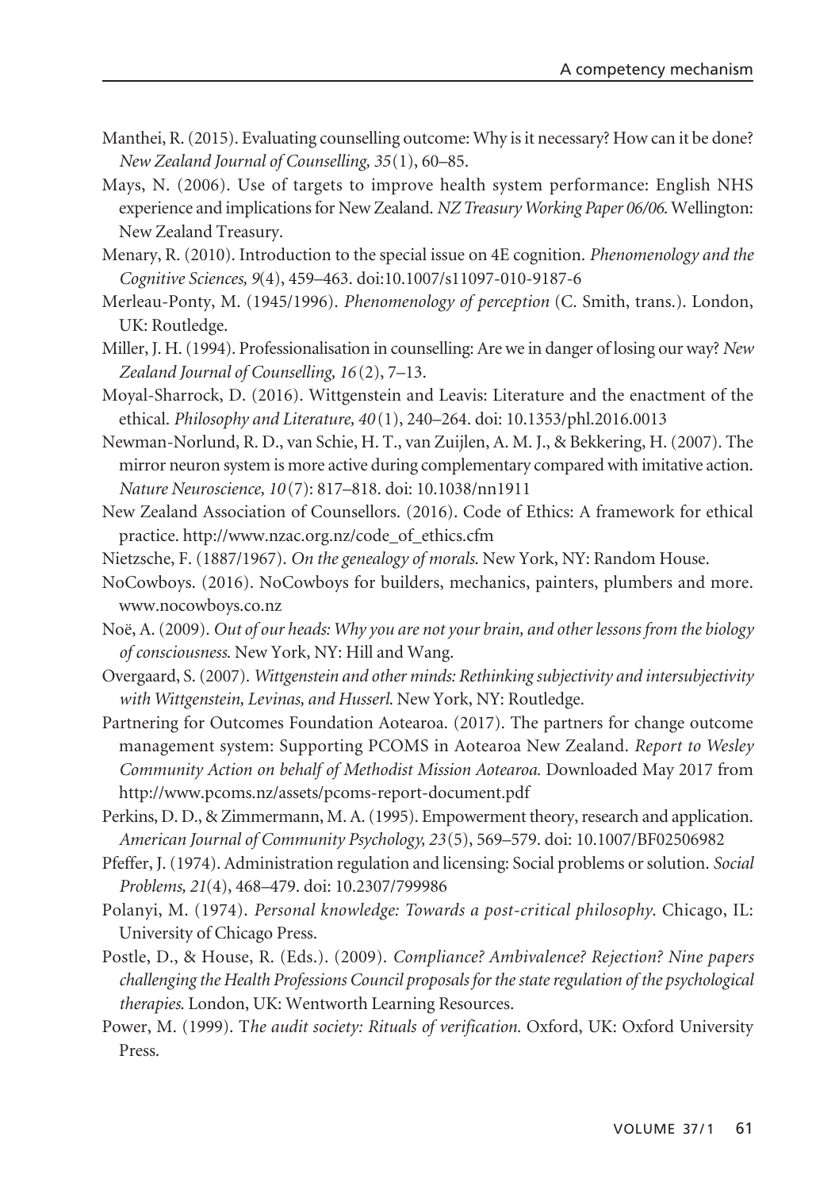Manthei, R. (2015). Evaluating counselling outcome: Why is it necessary? How can it be done? *New Zealand Journal of Counselling, 35*(1), 60–85.

Mays, N. (2006). Use of targets to improve health system performance: English NHS experience and implications for New Zealand. *NZ Treasury Working Paper 06/06*. Wellington: New Zealand Treasury.

Menary, R. (2010). Introduction to the special issue on 4E cognition. *Phenomenology and the Cognitive Sciences, 9*(4), 459–463. doi:10.1007/s11097-010-9187-6

Merleau-Ponty, M. (1945/1996). *Phenomenology of perception* (C. Smith, trans.). London, UK: Routledge.

Miller, J. H. (1994). Professionalisation in counselling: Are we in danger of losing our way? *New Zealand Journal of Counselling, 16*(2), 7–13.

Moyal-Sharrock, D. (2016). Wittgenstein and Leavis: Literature and the enactment of the ethical. *Philosophy and Literature, 40*(1), 240–264. doi: 10.1353/phl.2016.0013

Newman-Norlund, R. D., van Schie, H. T., van Zuijlen, A. M. J., & Bekkering, H. (2007). The mirror neuron system is more active during complementary compared with imitative action. *Nature Neuroscience, 10*(7): 817–818. doi: 10.1038/nn1911

New Zealand Association of Counsellors. (2016). Code of Ethics: A framework for ethical practice. http://www.nzac.org.nz/code_of_ethics.cfm

Nietzsche, F. (1887/1967). *On the genealogy of morals*. New York, NY: Random House.

NoCowboys. (2016). NoCowboys for builders, mechanics, painters, plumbers and more. www.nocowboys.co.nz

Noë, A. (2009). *Out of our heads: Why you are not your brain, and other lessons from the biology of consciousness*. New York, NY: Hill and Wang.

Overgaard, S. (2007). *Wittgenstein and other minds: Rethinking subjectivity and intersubjectivity with Wittgenstein, Levinas, and Husserl*. New York, NY: Routledge.

Partnering for Outcomes Foundation Aotearoa. (2017). The partners for change outcome management system: Supporting PCOMS in Aotearoa New Zealand. *Report to Wesley Community Action on behalf of Methodist Mission Aotearoa.* Downloaded May 2017 from http://www.pcoms.nz/assets/pcoms-report-document.pdf

Perkins, D. D., & Zimmermann, M. A. (1995). Empowerment theory, research and application. *American Journal of Community Psychology, 23*(5), 569–579. doi: 10.1007/BF02506982

Pfeffer, J. (1974). Administration regulation and licensing: Social problems or solution. *Social Problems, 21*(4), 468–479. doi: 10.2307/799986

Polanyi, M. (1974). *Personal knowledge: Towards a post-critical philosophy*. Chicago, IL: University of Chicago Press.

Postle, D., & House, R. (Eds.). (2009). *Compliance? Ambivalence? Rejection? Nine papers challenging the Health Professions Council proposals for the state regulation of the psychological therapies*. London, UK: Wentworth Learning Resources.

Power, M. (1999). *The audit society: Rituals of verification.* Oxford, UK: Oxford University Press.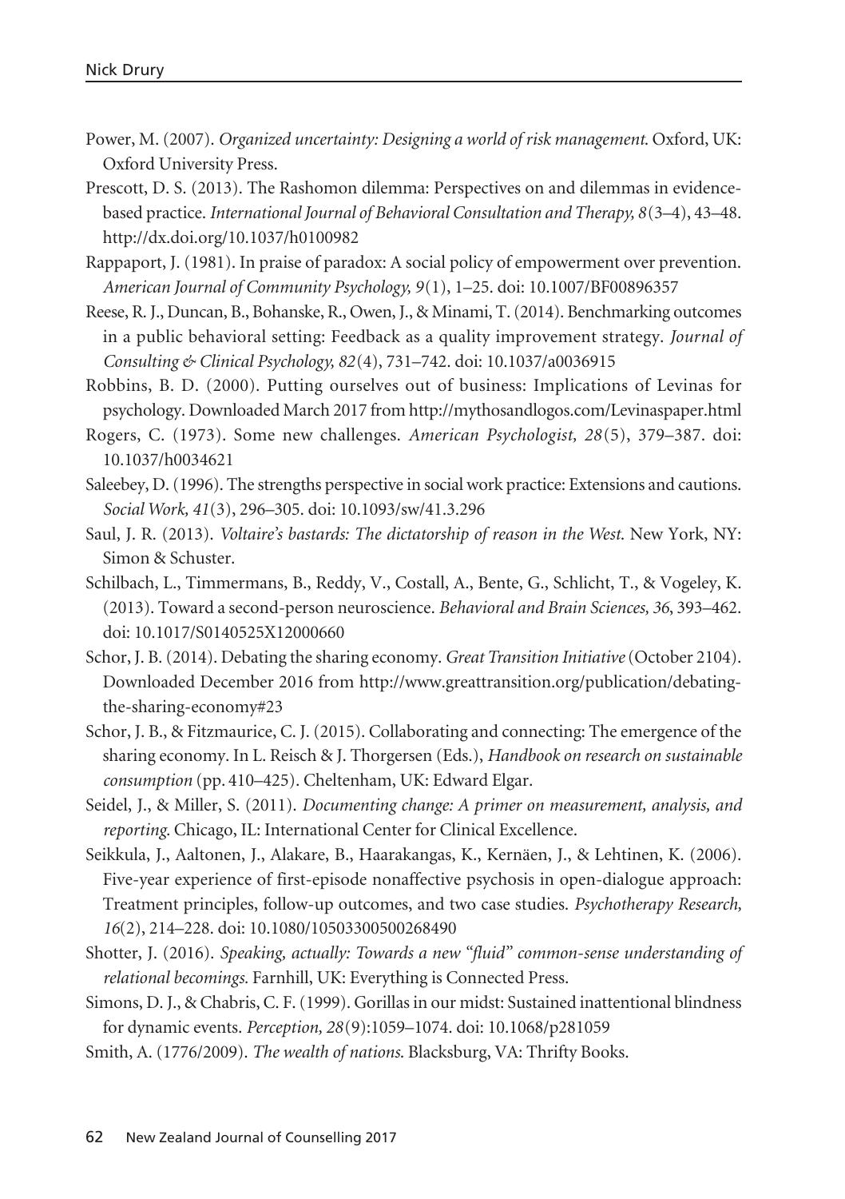Power, M. (2007). *Organized uncertainty: Designing a world of risk management.* Oxford, UK: Oxford University Press.

Prescott, D. S. (2013). The Rashomon dilemma: Perspectives on and dilemmas in evidence-based practice. *International Journal of Behavioral Consultation and Therapy, 8*(3–4), 43–48. http://dx.doi.org/10.1037/h0100982

Rappaport, J. (1981). In praise of paradox: A social policy of empowerment over prevention. *American Journal of Community Psychology, 9*(1), 1–25. doi: 10.1007/BF00896357

Reese, R. J., Duncan, B., Bohanske, R., Owen, J., & Minami, T. (2014). Benchmarking outcomes in a public behavioral setting: Feedback as a quality improvement strategy. *Journal of Consulting & Clinical Psychology, 82*(4), 731–742. doi: 10.1037/a0036915

Robbins, B. D. (2000). Putting ourselves out of business: Implications of Levinas for psychology. Downloaded March 2017 from http://mythosandlogos.com/Levinaspaper.html

Rogers, C. (1973). Some new challenges. *American Psychologist, 28*(5), 379–387. doi: 10.1037/h0034621

Saleebey, D. (1996). The strengths perspective in social work practice: Extensions and cautions. *Social Work, 41*(3), 296–305. doi: 10.1093/sw/41.3.296

Saul, J. R. (2013). *Voltaire's bastards: The dictatorship of reason in the West.* New York, NY: Simon & Schuster.

Schilbach, L., Timmermans, B., Reddy, V., Costall, A., Bente, G., Schlicht, T., & Vogeley, K. (2013). Toward a second-person neuroscience. *Behavioral and Brain Sciences, 36*, 393–462. doi: 10.1017/S0140525X12000660

Schor, J. B. (2014). Debating the sharing economy. *Great Transition Initiative* (October 2104). Downloaded December 2016 from http://www.greattransition.org/publication/debating-the-sharing-economy#23

Schor, J. B., & Fitzmaurice, C. J. (2015). Collaborating and connecting: The emergence of the sharing economy. In L. Reisch & J. Thorgersen (Eds.), *Handbook on research on sustainable consumption* (pp. 410–425). Cheltenham, UK: Edward Elgar.

Seidel, J., & Miller, S. (2011). *Documenting change: A primer on measurement, analysis, and reporting.* Chicago, IL: International Center for Clinical Excellence.

Seikkula, J., Aaltonen, J., Alakare, B., Haarakangas, K., Kernäen, J., & Lehtinen, K. (2006). Five-year experience of first-episode nonaffective psychosis in open-dialogue approach: Treatment principles, follow-up outcomes, and two case studies. *Psychotherapy Research, 16*(2), 214–228. doi: 10.1080/10503300500268490

Shotter, J. (2016). *Speaking, actually: Towards a new "fluid" common-sense understanding of relational becomings.* Farnhill, UK: Everything is Connected Press.

Simons, D. J., & Chabris, C. F. (1999). Gorillas in our midst: Sustained inattentional blindness for dynamic events. *Perception, 28*(9):1059–1074. doi: 10.1068/p281059

Smith, A. (1776/2009). *The wealth of nations.* Blacksburg, VA: Thrifty Books.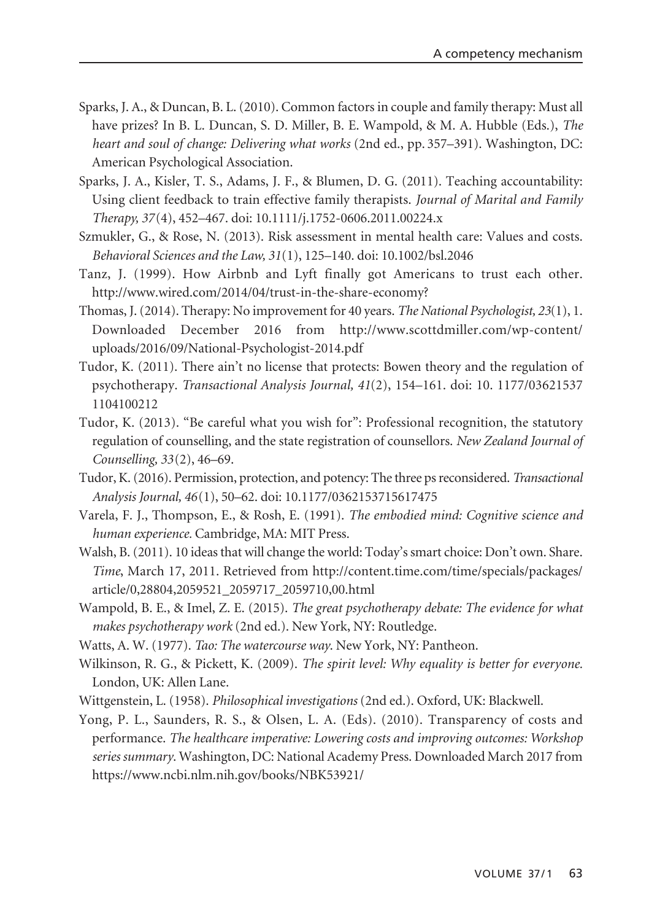Sparks, J. A., & Duncan, B. L. (2010). Common factors in couple and family therapy: Must all have prizes? In B. L. Duncan, S. D. Miller, B. E. Wampold, & M. A. Hubble (Eds.), *The heart and soul of change: Delivering what works* (2nd ed., pp. 357–391). Washington, DC: American Psychological Association.

Sparks, J. A., Kisler, T. S., Adams, J. F., & Blumen, D. G. (2011). Teaching accountability: Using client feedback to train effective family therapists. *Journal of Marital and Family Therapy, 37*(4), 452–467. doi: 10.1111/j.1752-0606.2011.00224.x

Szmukler, G., & Rose, N. (2013). Risk assessment in mental health care: Values and costs. *Behavioral Sciences and the Law, 31*(1), 125–140. doi: 10.1002/bsl.2046

Tanz, J. (1999). How Airbnb and Lyft finally got Americans to trust each other. http://www.wired.com/2014/04/trust-in-the-share-economy?

Thomas, J. (2014). Therapy: No improvement for 40 years. *The National Psychologist, 23*(1), 1. Downloaded December 2016 from http://www.scottdmiller.com/wp-content/uploads/2016/09/National-Psychologist-2014.pdf

Tudor, K. (2011). There ain't no license that protects: Bowen theory and the regulation of psychotherapy. *Transactional Analysis Journal, 41*(2), 154–161. doi: 10. 1177/03621537 1104100212

Tudor, K. (2013). "Be careful what you wish for": Professional recognition, the statutory regulation of counselling, and the state registration of counsellors. *New Zealand Journal of Counselling, 33*(2), 46–69.

Tudor, K. (2016). Permission, protection, and potency: The three ps reconsidered. *Transactional Analysis Journal, 46*(1), 50–62. doi: 10.1177/0362153715617475

Varela, F. J., Thompson, E., & Rosh, E. (1991). *The embodied mind: Cognitive science and human experience.* Cambridge, MA: MIT Press.

Walsh, B. (2011). 10 ideas that will change the world: Today's smart choice: Don't own. Share. *Time*, March 17, 2011. Retrieved from http://content.time.com/time/specials/packages/article/0,28804,2059521_2059717_2059710,00.html

Wampold, B. E., & Imel, Z. E. (2015). *The great psychotherapy debate: The evidence for what makes psychotherapy work* (2nd ed.). New York, NY: Routledge.

Watts, A. W. (1977). *Tao: The watercourse way.* New York, NY: Pantheon.

Wilkinson, R. G., & Pickett, K. (2009). *The spirit level: Why equality is better for everyone.* London, UK: Allen Lane.

Wittgenstein, L. (1958). *Philosophical investigations* (2nd ed.). Oxford, UK: Blackwell.

Yong, P. L., Saunders, R. S., & Olsen, L. A. (Eds). (2010). Transparency of costs and performance. *The healthcare imperative: Lowering costs and improving outcomes: Workshop series summary*. Washington, DC: National Academy Press. Downloaded March 2017 from https://www.ncbi.nlm.nih.gov/books/NBK53921/